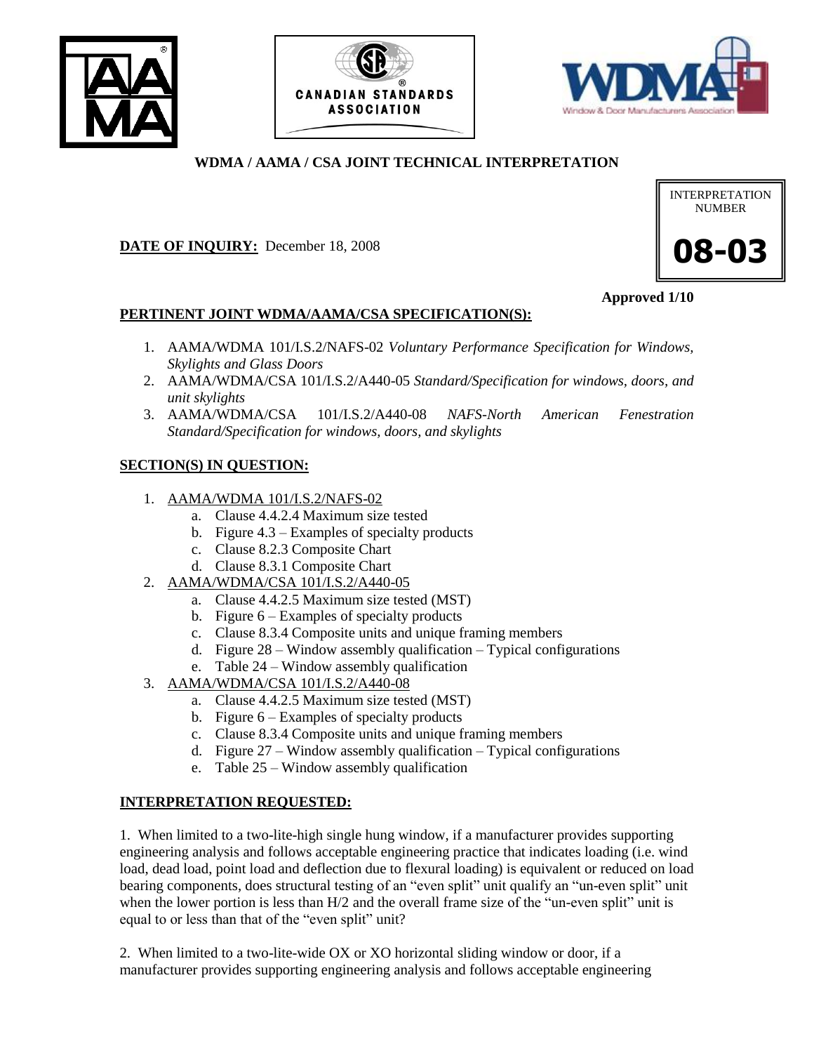# WDMA / AAMA / CSA JOINT TECHNICAL INTERPRETATION

INTERPRETATION NUMBER

**08-03**

**DATE OF INQUIRY:** December 18, 2008

**Approved 1/10**

## PERTINENT JOINT WDMA/AAMA/CSA SPECIFICATION(S):

1. AAMA/WDMA 101/I.S.2/NAFS-02 *Voluntary Performance Specification for Windows, Skylights and Glass Doors*
2. AAMA/WDMA/CSA 101/I.S.2/A440-05 *Standard/Specification for windows, doors, and unit skylights*
3. AAMA/WDMA/CSA 101/I.S.2/A440-08 *NAFS-North American Fenestration Standard/Specification for windows, doors, and skylights*

## SECTION(S) IN QUESTION:

1. AAMA/WDMA 101/I.S.2/NAFS-02
   a. Clause 4.4.2.4 Maximum size tested
   b. Figure 4.3 – Examples of specialty products
   c. Clause 8.2.3 Composite Chart
   d. Clause 8.3.1 Composite Chart
2. AAMA/WDMA/CSA 101/I.S.2/A440-05
   a. Clause 4.4.2.5 Maximum size tested (MST)
   b. Figure 6 – Examples of specialty products
   c. Clause 8.3.4 Composite units and unique framing members
   d. Figure 28 – Window assembly qualification – Typical configurations
   e. Table 24 – Window assembly qualification
3. AAMA/WDMA/CSA 101/I.S.2/A440-08
   a. Clause 4.4.2.5 Maximum size tested (MST)
   b. Figure 6 – Examples of specialty products
   c. Clause 8.3.4 Composite units and unique framing members
   d. Figure 27 – Window assembly qualification – Typical configurations
   e. Table 25 – Window assembly qualification

## INTERPRETATION REQUESTED:

1. When limited to a two-lite-high single hung window, if a manufacturer provides supporting engineering analysis and follows acceptable engineering practice that indicates loading (i.e. wind load, dead load, point load and deflection due to flexural loading) is equivalent or reduced on load bearing components, does structural testing of an "even split" unit qualify an "un-even split" unit when the lower portion is less than H/2 and the overall frame size of the "un-even split" unit is equal to or less than that of the "even split" unit?

2. When limited to a two-lite-wide OX or XO horizontal sliding window or door, if a manufacturer provides supporting engineering analysis and follows acceptable engineering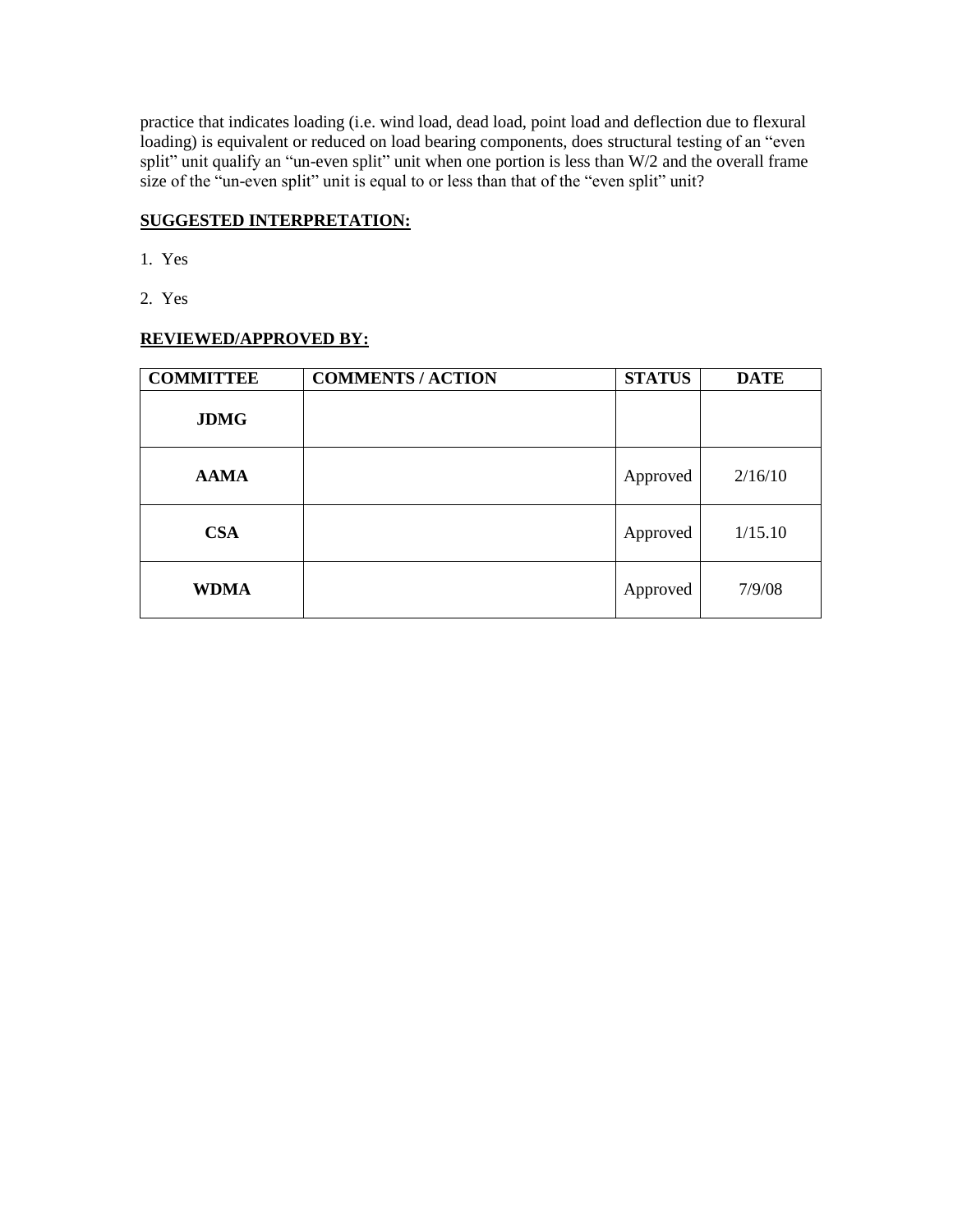practice that indicates loading (i.e. wind load, dead load, point load and deflection due to flexural loading) is equivalent or reduced on load bearing components, does structural testing of an "even split" unit qualify an "un-even split" unit when one portion is less than W/2 and the overall frame size of the "un-even split" unit is equal to or less than that of the "even split" unit?

**SUGGESTED INTERPRETATION:**

1. Yes

2. Yes

**REVIEWED/APPROVED BY:**

| COMMITTEE | COMMENTS / ACTION | STATUS | DATE |
|---|---|---|---|
| **JDMG** | | | |
| **AAMA** | | Approved | 2/16/10 |
| **CSA** | | Approved | 1/15.10 |
| **WDMA** | | Approved | 7/9/08 |